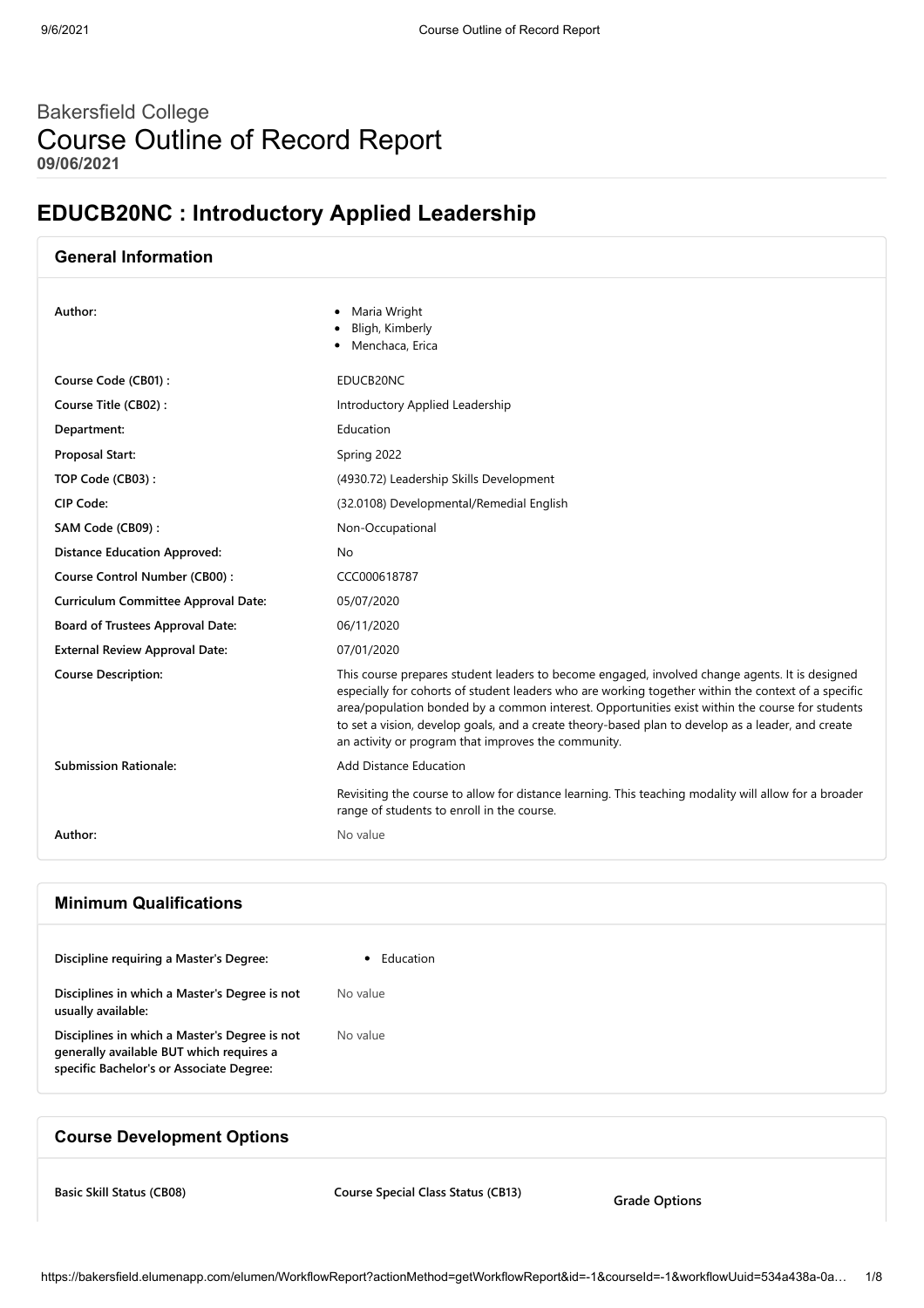Bakersfield College

# Course Outline of Record Report

**09/06/2021**

## EDUCB20NC : Introductory Applied Leadership

### General Information

| | |
|---|---|
| **Author:** | • Maria Wright<br>• Bligh, Kimberly<br>• Menchaca, Erica |
| **Course Code (CB01) :** | EDUCB20NC |
| **Course Title (CB02) :** | Introductory Applied Leadership |
| **Department:** | Education |
| **Proposal Start:** | Spring 2022 |
| **TOP Code (CB03) :** | (4930.72) Leadership Skills Development |
| **CIP Code:** | (32.0108) Developmental/Remedial English |
| **SAM Code (CB09) :** | Non-Occupational |
| **Distance Education Approved:** | No |
| **Course Control Number (CB00) :** | CCC000618787 |
| **Curriculum Committee Approval Date:** | 05/07/2020 |
| **Board of Trustees Approval Date:** | 06/11/2020 |
| **External Review Approval Date:** | 07/01/2020 |
| **Course Description:** | This course prepares student leaders to become engaged, involved change agents. It is designed especially for cohorts of student leaders who are working together within the context of a specific area/population bonded by a common interest. Opportunities exist within the course for students to set a vision, develop goals, and a create theory-based plan to develop as a leader, and create an activity or program that improves the community. |
| **Submission Rationale:** | Add Distance Education<br><br>Revisiting the course to allow for distance learning. This teaching modality will allow for a broader range of students to enroll in the course. |
| **Author:** | No value |

### Minimum Qualifications

| | |
|---|---|
| **Discipline requiring a Master's Degree:** | • Education |
| **Disciplines in which a Master's Degree is not usually available:** | No value |
| **Disciplines in which a Master's Degree is not generally available BUT which requires a specific Bachelor's or Associate Degree:** | No value |

### Course Development Options

| **Basic Skill Status (CB08)** | **Course Special Class Status (CB13)** | **Grade Options** |
|---|---|---|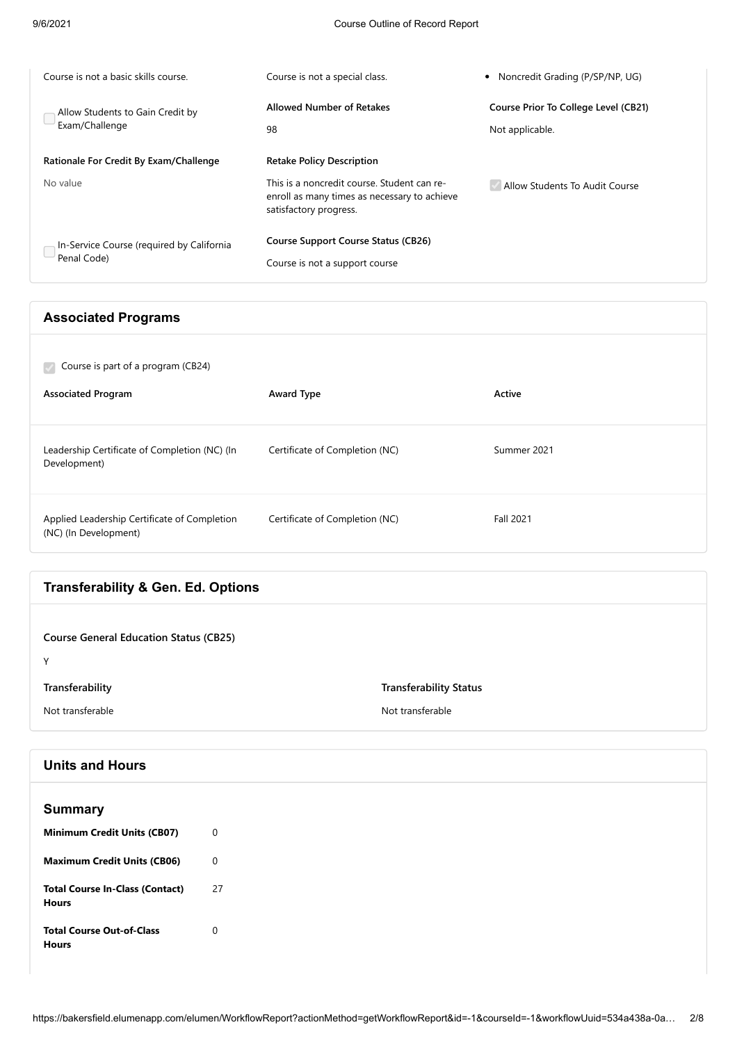Course is not a basic skills course.

Course is not a special class.

- Noncredit Grading (P/SP/NP, UG)

☐ Allow Students to Gain Credit by Exam/Challenge

**Allowed Number of Retakes**

98

**Course Prior To College Level (CB21)**

Not applicable.

**Rationale For Credit By Exam/Challenge**

No value

**Retake Policy Description**

This is a noncredit course. Student can re-enroll as many times as necessary to achieve satisfactory progress.

☑ Allow Students To Audit Course

☐ In-Service Course (required by California Penal Code)

**Course Support Course Status (CB26)**

Course is not a support course

## Associated Programs

☑ Course is part of a program (CB24)

| Associated Program | Award Type | Active |
| --- | --- | --- |
| Leadership Certificate of Completion (NC) (In Development) | Certificate of Completion (NC) | Summer 2021 |
| Applied Leadership Certificate of Completion (NC) (In Development) | Certificate of Completion (NC) | Fall 2021 |

## Transferability & Gen. Ed. Options

**Course General Education Status (CB25)**

Y

| Transferability | Transferability Status |
| --- | --- |
| Not transferable | Not transferable |

## Units and Hours

### Summary

| | |
| --- | --- |
| **Minimum Credit Units (CB07)** | 0 |
| **Maximum Credit Units (CB06)** | 0 |
| **Total Course In-Class (Contact) Hours** | 27 |
| **Total Course Out-of-Class Hours** | 0 |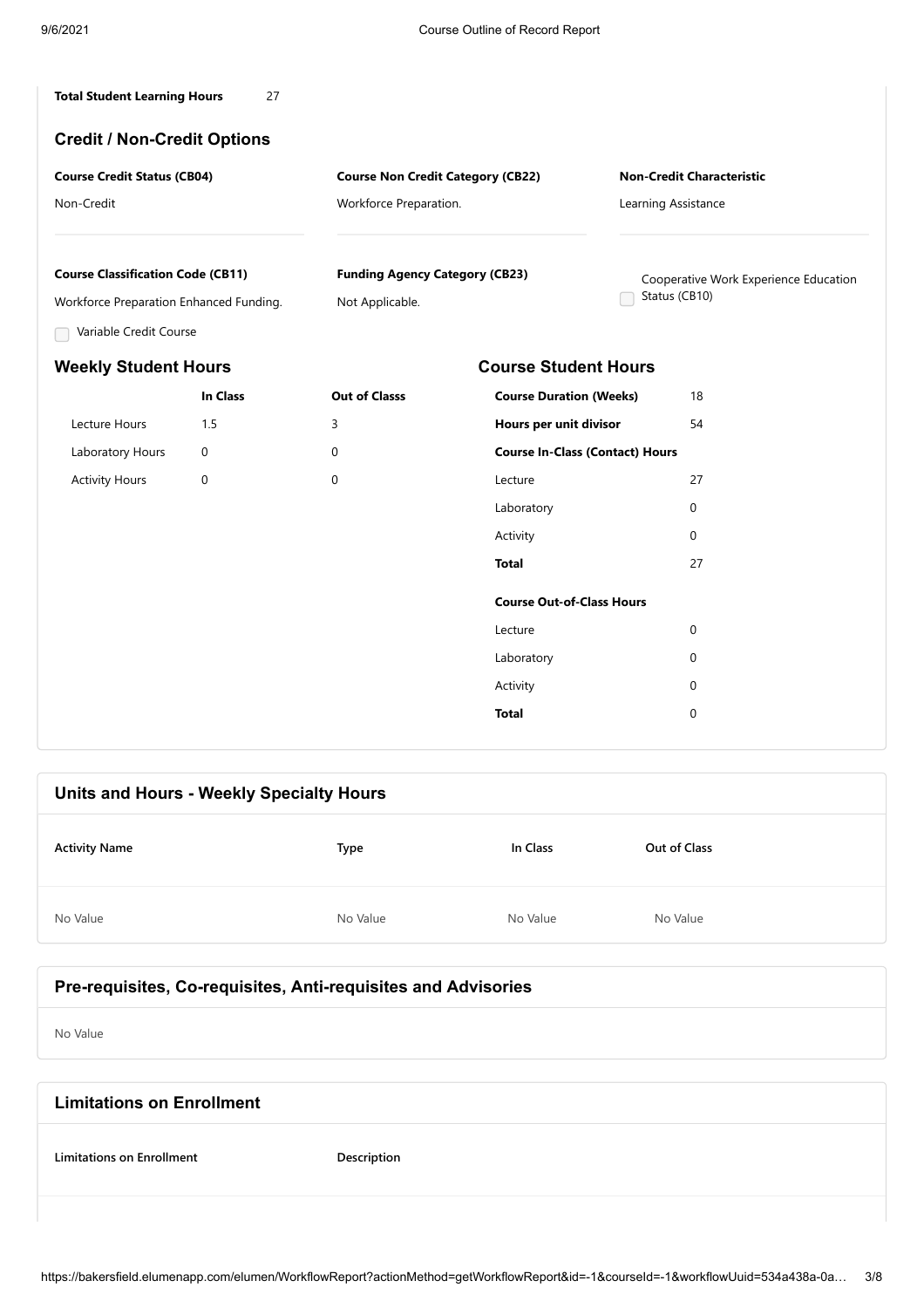**Total Student Learning Hours** 27

## Credit / Non-Credit Options

**Course Credit Status (CB04)**
Non-Credit

**Course Non Credit Category (CB22)**
Workforce Preparation.

**Non-Credit Characteristic**
Learning Assistance

**Course Classification Code (CB11)**
Workforce Preparation Enhanced Funding.

**Funding Agency Category (CB23)**
Not Applicable.

☐ Cooperative Work Experience Education Status (CB10)

☐ Variable Credit Course

## Weekly Student Hours

| | In Class | Out of Classs |
|---|---|---|
| Lecture Hours | 1.5 | 3 |
| Laboratory Hours | 0 | 0 |
| Activity Hours | 0 | 0 |

## Course Student Hours

| | |
|---|---|
| **Course Duration (Weeks)** | 18 |
| **Hours per unit divisor** | 54 |
| **Course In-Class (Contact) Hours** | |
| Lecture | 27 |
| Laboratory | 0 |
| Activity | 0 |
| **Total** | 27 |
| **Course Out-of-Class Hours** | |
| Lecture | 0 |
| Laboratory | 0 |
| Activity | 0 |
| **Total** | 0 |

## Units and Hours - Weekly Specialty Hours

| Activity Name | Type | In Class | Out of Class |
|---|---|---|---|
| No Value | No Value | No Value | No Value |

## Pre-requisites, Co-requisites, Anti-requisites and Advisories

No Value

## Limitations on Enrollment

| Limitations on Enrollment | Description |
|---|---|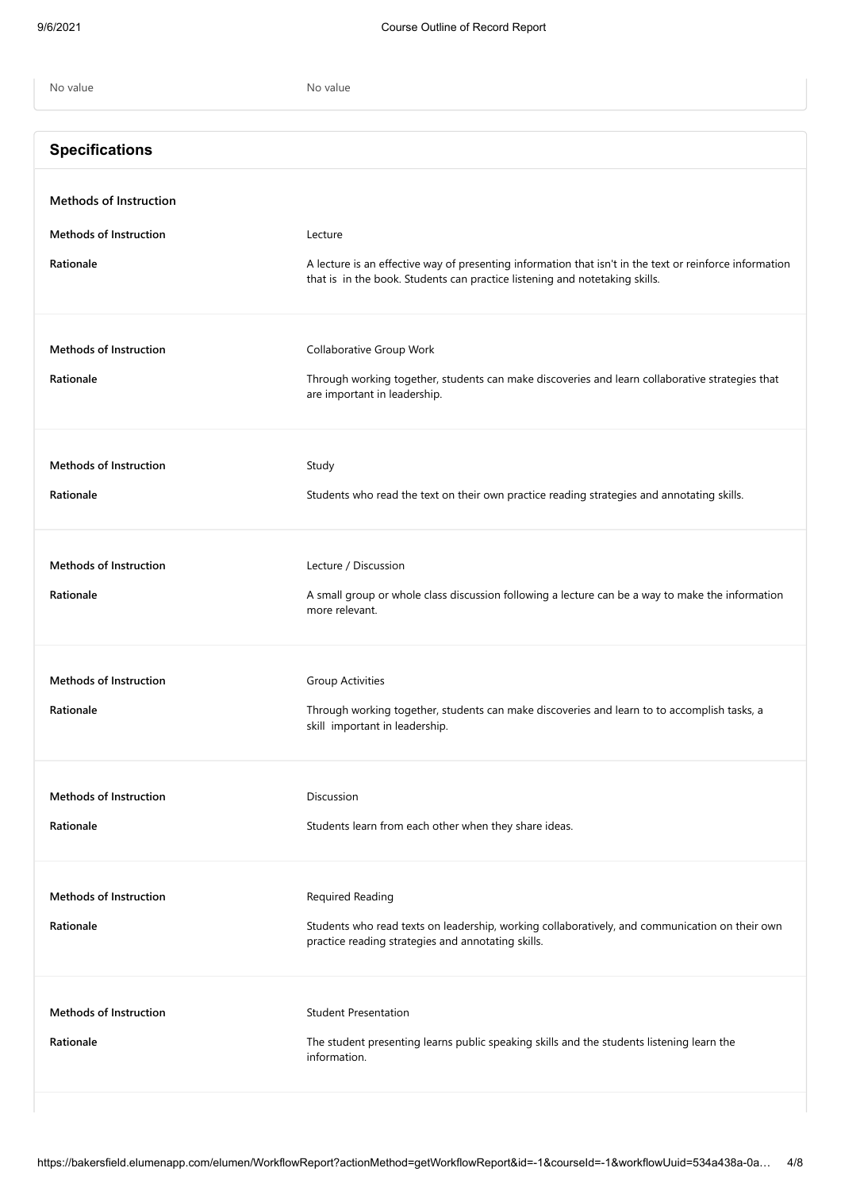| No value | No value |
| --- | --- |

## Specifications

### Methods of Instruction

| | |
| --- | --- |
| **Methods of Instruction** | Lecture |
| **Rationale** | A lecture is an effective way of presenting information that isn't in the text or reinforce information that is in the book. Students can practice listening and notetaking skills. |

| | |
| --- | --- |
| **Methods of Instruction** | Collaborative Group Work |
| **Rationale** | Through working together, students can make discoveries and learn collaborative strategies that are important in leadership. |

| | |
| --- | --- |
| **Methods of Instruction** | Study |
| **Rationale** | Students who read the text on their own practice reading strategies and annotating skills. |

| | |
| --- | --- |
| **Methods of Instruction** | Lecture / Discussion |
| **Rationale** | A small group or whole class discussion following a lecture can be a way to make the information more relevant. |

| | |
| --- | --- |
| **Methods of Instruction** | Group Activities |
| **Rationale** | Through working together, students can make discoveries and learn to to accomplish tasks, a skill important in leadership. |

| | |
| --- | --- |
| **Methods of Instruction** | Discussion |
| **Rationale** | Students learn from each other when they share ideas. |

| | |
| --- | --- |
| **Methods of Instruction** | Required Reading |
| **Rationale** | Students who read texts on leadership, working collaboratively, and communication on their own practice reading strategies and annotating skills. |

| | |
| --- | --- |
| **Methods of Instruction** | Student Presentation |
| **Rationale** | The student presenting learns public speaking skills and the students listening learn the information. |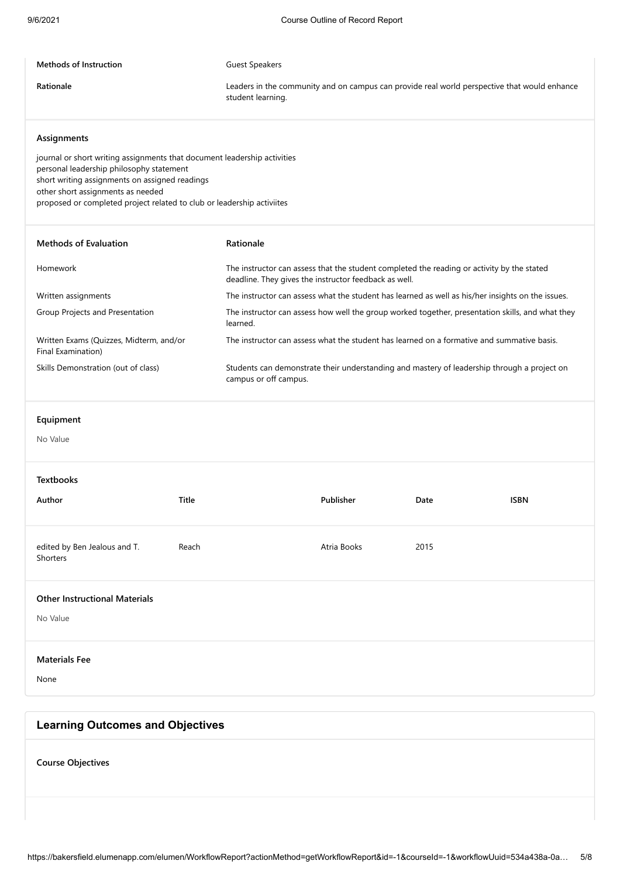| Methods of Instruction | Guest Speakers |
| --- | --- |
| Rationale | Leaders in the community and on campus can provide real world perspective that would enhance student learning. |

**Assignments**

journal or short writing assignments that document leadership activities
personal leadership philosophy statement
short writing assignments on assigned readings
other short assignments as needed
proposed or completed project related to club or leadership activiites

| Methods of Evaluation | Rationale |
| --- | --- |
| Homework | The instructor can assess that the student completed the reading or activity by the stated deadline. They gives the instructor feedback as well. |
| Written assignments | The instructor can assess what the student has learned as well as his/her insights on the issues. |
| Group Projects and Presentation | The instructor can assess how well the group worked together, presentation skills, and what they learned. |
| Written Exams (Quizzes, Midterm, and/or Final Examination) | The instructor can assess what the student has learned on a formative and summative basis. |
| Skills Demonstration (out of class) | Students can demonstrate their understanding and mastery of leadership through a project on campus or off campus. |

**Equipment**

No Value

**Textbooks**

| Author | Title | Publisher | Date | ISBN |
| --- | --- | --- | --- | --- |
| edited by Ben Jealous and T. Shorters | Reach | Atria Books | 2015 | |

**Other Instructional Materials**

No Value

**Materials Fee**

None

## Learning Outcomes and Objectives

**Course Objectives**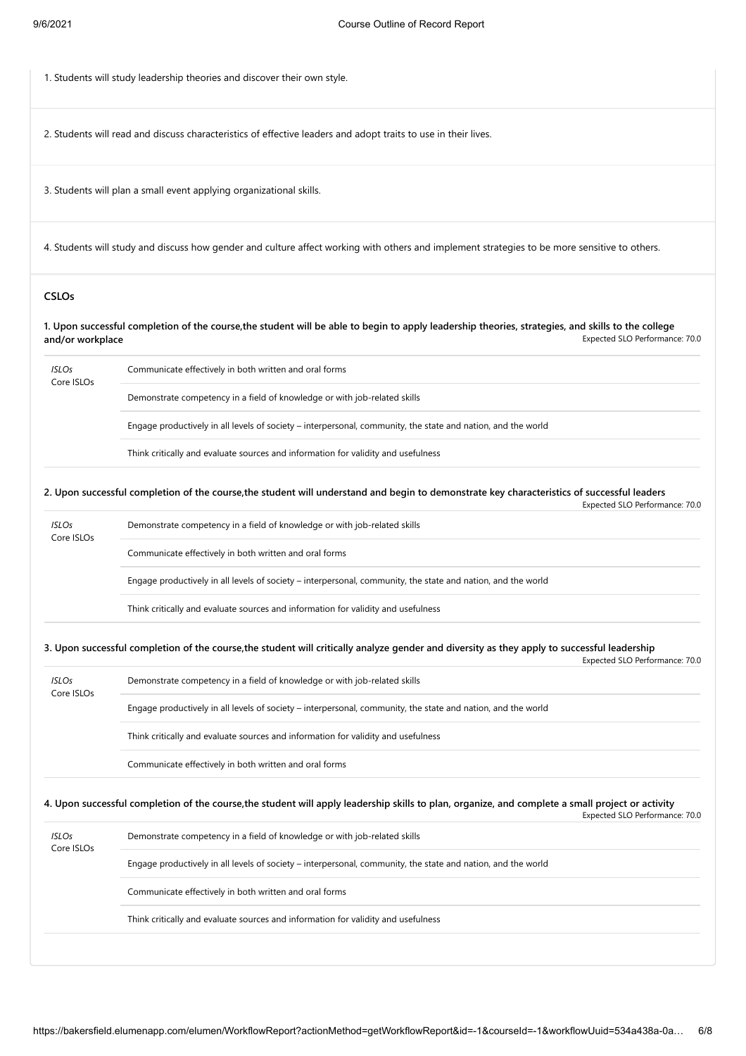1. Students will study leadership theories and discover their own style.

2. Students will read and discuss characteristics of effective leaders and adopt traits to use in their lives.

3. Students will plan a small event applying organizational skills.

4. Students will study and discuss how gender and culture affect working with others and implement strategies to be more sensitive to others.

### CSLOs

**1. Upon successful completion of the course,the student will be able to begin to apply leadership theories, strategies, and skills to the college and/or workplace**

Expected SLO Performance: 70.0

| *ISLOs* Core ISLOs | |
|---|---|
| | Communicate effectively in both written and oral forms |
| | Demonstrate competency in a field of knowledge or with job-related skills |
| | Engage productively in all levels of society – interpersonal, community, the state and nation, and the world |
| | Think critically and evaluate sources and information for validity and usefulness |

**2. Upon successful completion of the course,the student will understand and begin to demonstrate key characteristics of successful leaders**

Expected SLO Performance: 70.0

| *ISLOs* Core ISLOs | |
|---|---|
| | Demonstrate competency in a field of knowledge or with job-related skills |
| | Communicate effectively in both written and oral forms |
| | Engage productively in all levels of society – interpersonal, community, the state and nation, and the world |
| | Think critically and evaluate sources and information for validity and usefulness |

**3. Upon successful completion of the course,the student will critically analyze gender and diversity as they apply to successful leadership**

Expected SLO Performance: 70.0

| *ISLOs* Core ISLOs | |
|---|---|
| | Demonstrate competency in a field of knowledge or with job-related skills |
| | Engage productively in all levels of society – interpersonal, community, the state and nation, and the world |
| | Think critically and evaluate sources and information for validity and usefulness |
| | Communicate effectively in both written and oral forms |

**4. Upon successful completion of the course,the student will apply leadership skills to plan, organize, and complete a small project or activity**

Expected SLO Performance: 70.0

| *ISLOs* Core ISLOs | |
|---|---|
| | Demonstrate competency in a field of knowledge or with job-related skills |
| | Engage productively in all levels of society – interpersonal, community, the state and nation, and the world |
| | Communicate effectively in both written and oral forms |
| | Think critically and evaluate sources and information for validity and usefulness |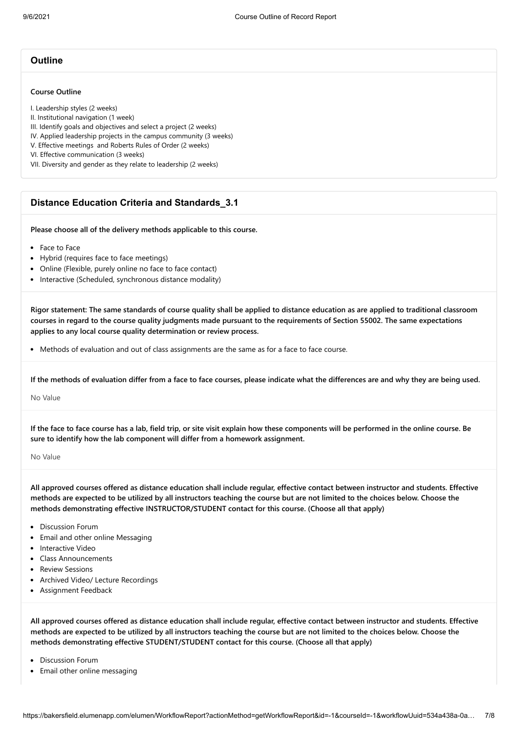## Outline

**Course Outline**

I. Leadership styles (2 weeks)
II. Institutional navigation (1 week)
III. Identify goals and objectives and select a project (2 weeks)
IV. Applied leadership projects in the campus community (3 weeks)
V. Effective meetings and Roberts Rules of Order (2 weeks)
VI. Effective communication (3 weeks)
VII. Diversity and gender as they relate to leadership (2 weeks)

## Distance Education Criteria and Standards_3.1

**Please choose all of the delivery methods applicable to this course.**

- Face to Face
- Hybrid (requires face to face meetings)
- Online (Flexible, purely online no face to face contact)
- Interactive (Scheduled, synchronous distance modality)

**Rigor statement: The same standards of course quality shall be applied to distance education as are applied to traditional classroom courses in regard to the course quality judgments made pursuant to the requirements of Section 55002. The same expectations applies to any local course quality determination or review process.**

- Methods of evaluation and out of class assignments are the same as for a face to face course.

**If the methods of evaluation differ from a face to face courses, please indicate what the differences are and why they are being used.**

No Value

**If the face to face course has a lab, field trip, or site visit explain how these components will be performed in the online course. Be sure to identify how the lab component will differ from a homework assignment.**

No Value

**All approved courses offered as distance education shall include regular, effective contact between instructor and students. Effective methods are expected to be utilized by all instructors teaching the course but are not limited to the choices below. Choose the methods demonstrating effective INSTRUCTOR/STUDENT contact for this course. (Choose all that apply)**

- Discussion Forum
- Email and other online Messaging
- Interactive Video
- Class Announcements
- Review Sessions
- Archived Video/ Lecture Recordings
- Assignment Feedback

**All approved courses offered as distance education shall include regular, effective contact between instructor and students. Effective methods are expected to be utilized by all instructors teaching the course but are not limited to the choices below. Choose the methods demonstrating effective STUDENT/STUDENT contact for this course. (Choose all that apply)**

- Discussion Forum
- Email other online messaging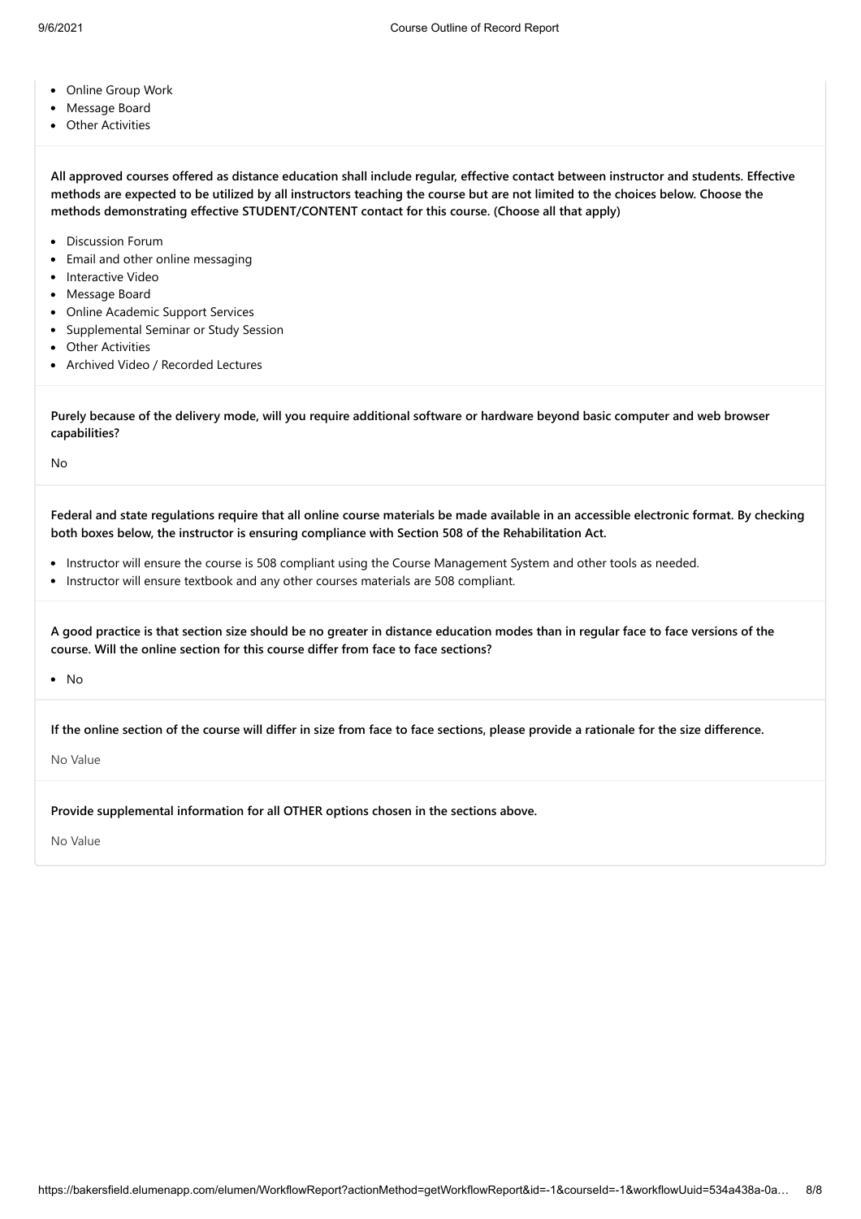- Online Group Work
- Message Board
- Other Activities

**All approved courses offered as distance education shall include regular, effective contact between instructor and students. Effective methods are expected to be utilized by all instructors teaching the course but are not limited to the choices below. Choose the methods demonstrating effective STUDENT/CONTENT contact for this course. (Choose all that apply)**

- Discussion Forum
- Email and other online messaging
- Interactive Video
- Message Board
- Online Academic Support Services
- Supplemental Seminar or Study Session
- Other Activities
- Archived Video / Recorded Lectures

**Purely because of the delivery mode, will you require additional software or hardware beyond basic computer and web browser capabilities?**

No

**Federal and state regulations require that all online course materials be made available in an accessible electronic format. By checking both boxes below, the instructor is ensuring compliance with Section 508 of the Rehabilitation Act.**

- Instructor will ensure the course is 508 compliant using the Course Management System and other tools as needed.
- Instructor will ensure textbook and any other courses materials are 508 compliant.

**A good practice is that section size should be no greater in distance education modes than in regular face to face versions of the course. Will the online section for this course differ from face to face sections?**

- No

**If the online section of the course will differ in size from face to face sections, please provide a rationale for the size difference.**

No Value

**Provide supplemental information for all OTHER options chosen in the sections above.**

No Value